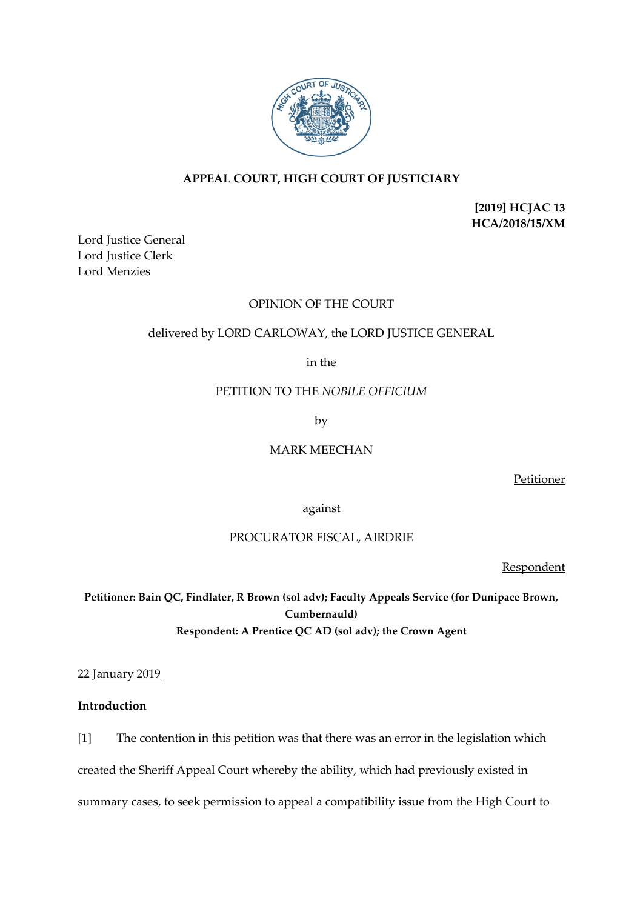## APPEAL COURT, HIGH COURT OF JUSTICIARY

**[2019] HCJAC 13**
**HCA/2018/15/XM**

Lord Justice General
Lord Justice Clerk
Lord Menzies

OPINION OF THE COURT

delivered by LORD CARLOWAY, the LORD JUSTICE GENERAL

in the

PETITION TO THE *NOBILE OFFICIUM*

by

MARK MEECHAN

Petitioner

against

PROCURATOR FISCAL, AIRDRIE

Respondent

**Petitioner: Bain QC, Findlater, R Brown (sol adv); Faculty Appeals Service (for Dunipace Brown, Cumbernauld)**
**Respondent: A Prentice QC AD (sol adv); the Crown Agent**

22 January 2019

### Introduction

[1] The contention in this petition was that there was an error in the legislation which created the Sheriff Appeal Court whereby the ability, which had previously existed in summary cases, to seek permission to appeal a compatibility issue from the High Court to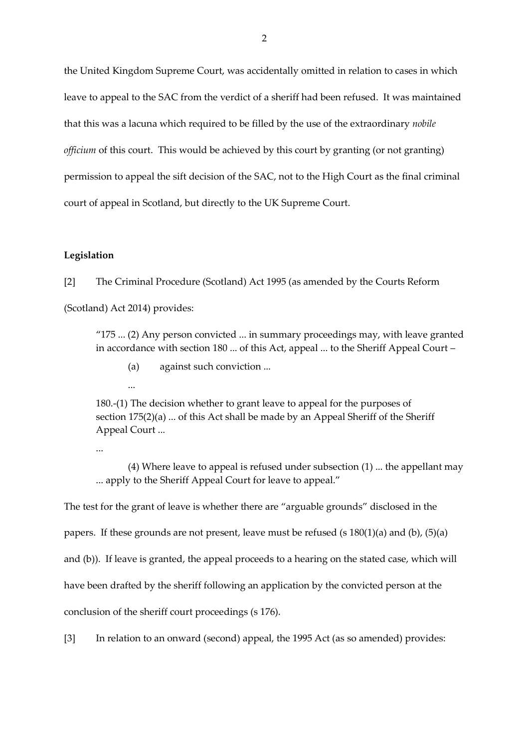the United Kingdom Supreme Court, was accidentally omitted in relation to cases in which leave to appeal to the SAC from the verdict of a sheriff had been refused. It was maintained that this was a lacuna which required to be filled by the use of the extraordinary *nobile officium* of this court. This would be achieved by this court by granting (or not granting) permission to appeal the sift decision of the SAC, not to the High Court as the final criminal court of appeal in Scotland, but directly to the UK Supreme Court.

**Legislation**

[2] The Criminal Procedure (Scotland) Act 1995 (as amended by the Courts Reform (Scotland) Act 2014) provides:

> "175 ... (2) Any person convicted ... in summary proceedings may, with leave granted in accordance with section 180 ... of this Act, appeal ... to the Sheriff Appeal Court –
>
> (a) against such conviction ...
>
> ...
>
> 180.-(1) The decision whether to grant leave to appeal for the purposes of section 175(2)(a) ... of this Act shall be made by an Appeal Sheriff of the Sheriff Appeal Court ...
>
> ...
>
> (4) Where leave to appeal is refused under subsection (1) ... the appellant may ... apply to the Sheriff Appeal Court for leave to appeal."

The test for the grant of leave is whether there are "arguable grounds" disclosed in the papers. If these grounds are not present, leave must be refused (s 180(1)(a) and (b), (5)(a) and (b)). If leave is granted, the appeal proceeds to a hearing on the stated case, which will have been drafted by the sheriff following an application by the convicted person at the conclusion of the sheriff court proceedings (s 176).

[3] In relation to an onward (second) appeal, the 1995 Act (as so amended) provides: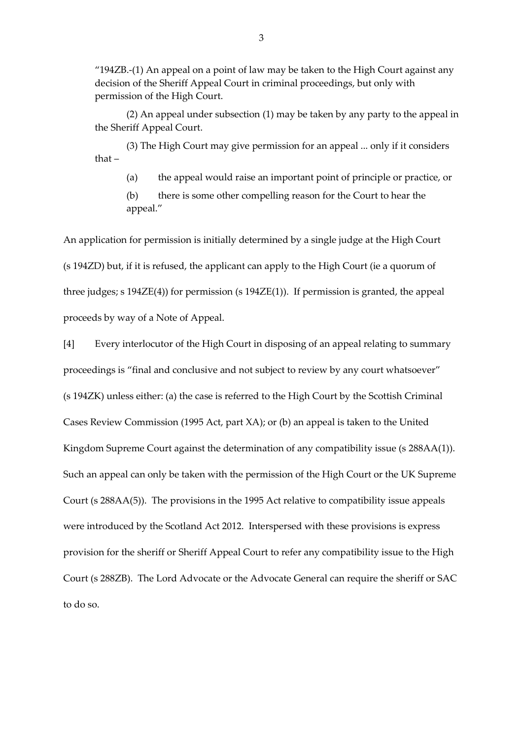> "194ZB.-(1) An appeal on a point of law may be taken to the High Court against any decision of the Sheriff Appeal Court in criminal proceedings, but only with permission of the High Court.
>
> (2) An appeal under subsection (1) may be taken by any party to the appeal in the Sheriff Appeal Court.
>
> (3) The High Court may give permission for an appeal ... only if it considers that –
>
> (a) the appeal would raise an important point of principle or practice, or
>
> (b) there is some other compelling reason for the Court to hear the appeal."

An application for permission is initially determined by a single judge at the High Court (s 194ZD) but, if it is refused, the applicant can apply to the High Court (ie a quorum of three judges; s 194ZE(4)) for permission (s 194ZE(1)). If permission is granted, the appeal proceeds by way of a Note of Appeal.

[4] Every interlocutor of the High Court in disposing of an appeal relating to summary proceedings is "final and conclusive and not subject to review by any court whatsoever" (s 194ZK) unless either: (a) the case is referred to the High Court by the Scottish Criminal Cases Review Commission (1995 Act, part XA); or (b) an appeal is taken to the United Kingdom Supreme Court against the determination of any compatibility issue (s 288AA(1)). Such an appeal can only be taken with the permission of the High Court or the UK Supreme Court (s 288AA(5)). The provisions in the 1995 Act relative to compatibility issue appeals were introduced by the Scotland Act 2012. Interspersed with these provisions is express provision for the sheriff or Sheriff Appeal Court to refer any compatibility issue to the High Court (s 288ZB). The Lord Advocate or the Advocate General can require the sheriff or SAC to do so.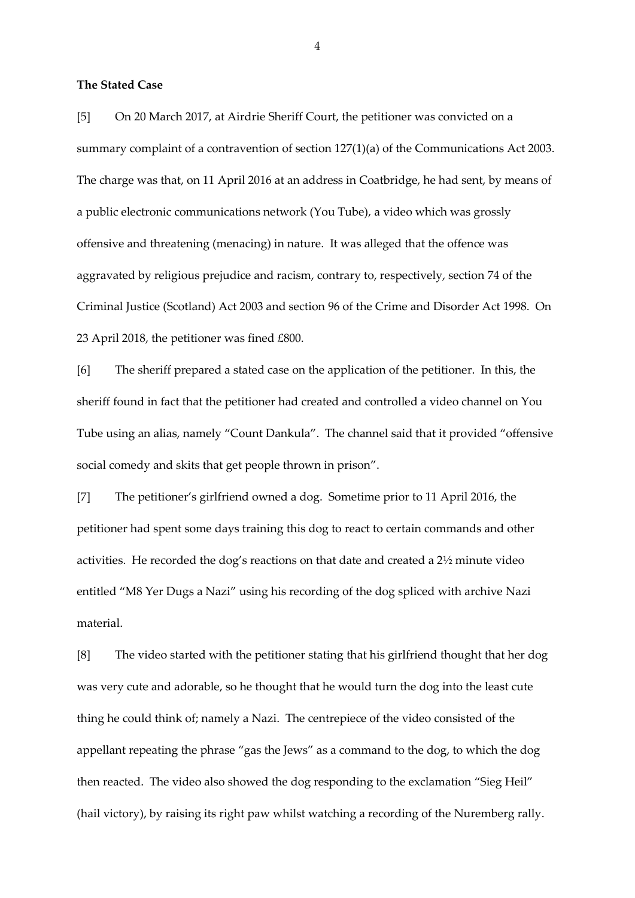**The Stated Case**

[5] On 20 March 2017, at Airdrie Sheriff Court, the petitioner was convicted on a summary complaint of a contravention of section 127(1)(a) of the Communications Act 2003. The charge was that, on 11 April 2016 at an address in Coatbridge, he had sent, by means of a public electronic communications network (You Tube), a video which was grossly offensive and threatening (menacing) in nature. It was alleged that the offence was aggravated by religious prejudice and racism, contrary to, respectively, section 74 of the Criminal Justice (Scotland) Act 2003 and section 96 of the Crime and Disorder Act 1998. On 23 April 2018, the petitioner was fined £800.

[6] The sheriff prepared a stated case on the application of the petitioner. In this, the sheriff found in fact that the petitioner had created and controlled a video channel on You Tube using an alias, namely "Count Dankula". The channel said that it provided "offensive social comedy and skits that get people thrown in prison".

[7] The petitioner's girlfriend owned a dog. Sometime prior to 11 April 2016, the petitioner had spent some days training this dog to react to certain commands and other activities. He recorded the dog's reactions on that date and created a 2½ minute video entitled "M8 Yer Dugs a Nazi" using his recording of the dog spliced with archive Nazi material.

[8] The video started with the petitioner stating that his girlfriend thought that her dog was very cute and adorable, so he thought that he would turn the dog into the least cute thing he could think of; namely a Nazi. The centrepiece of the video consisted of the appellant repeating the phrase "gas the Jews" as a command to the dog, to which the dog then reacted. The video also showed the dog responding to the exclamation "Sieg Heil" (hail victory), by raising its right paw whilst watching a recording of the Nuremberg rally.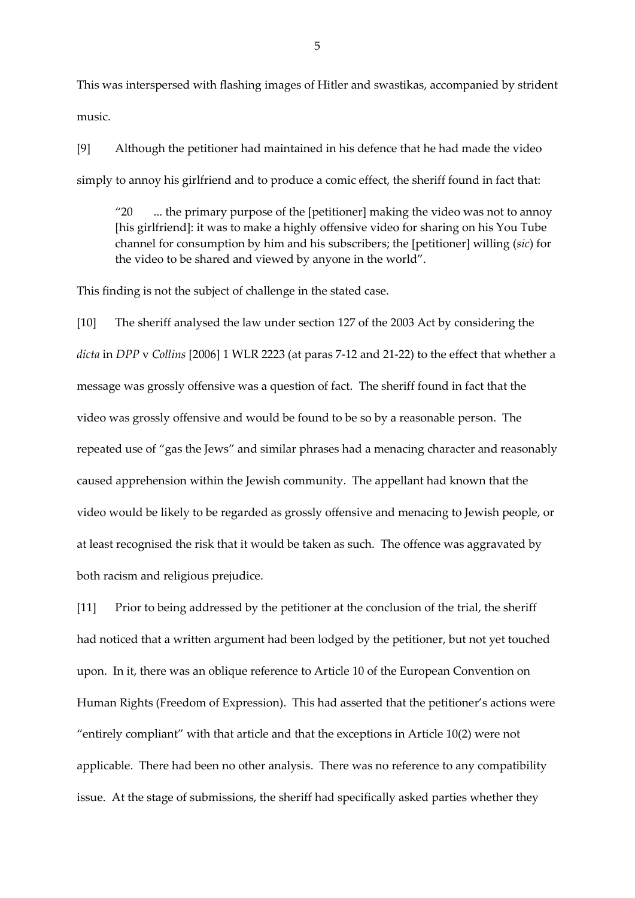This was interspersed with flashing images of Hitler and swastikas, accompanied by strident music.

[9] Although the petitioner had maintained in his defence that he had made the video simply to annoy his girlfriend and to produce a comic effect, the sheriff found in fact that:

> "20 ... the primary purpose of the [petitioner] making the video was not to annoy [his girlfriend]: it was to make a highly offensive video for sharing on his You Tube channel for consumption by him and his subscribers; the [petitioner] willing (*sic*) for the video to be shared and viewed by anyone in the world".

This finding is not the subject of challenge in the stated case.

[10] The sheriff analysed the law under section 127 of the 2003 Act by considering the *dicta* in *DPP* v *Collins* [2006] 1 WLR 2223 (at paras 7-12 and 21-22) to the effect that whether a message was grossly offensive was a question of fact. The sheriff found in fact that the video was grossly offensive and would be found to be so by a reasonable person. The repeated use of "gas the Jews" and similar phrases had a menacing character and reasonably caused apprehension within the Jewish community. The appellant had known that the video would be likely to be regarded as grossly offensive and menacing to Jewish people, or at least recognised the risk that it would be taken as such. The offence was aggravated by both racism and religious prejudice.

[11] Prior to being addressed by the petitioner at the conclusion of the trial, the sheriff had noticed that a written argument had been lodged by the petitioner, but not yet touched upon. In it, there was an oblique reference to Article 10 of the European Convention on Human Rights (Freedom of Expression). This had asserted that the petitioner's actions were "entirely compliant" with that article and that the exceptions in Article 10(2) were not applicable. There had been no other analysis. There was no reference to any compatibility issue. At the stage of submissions, the sheriff had specifically asked parties whether they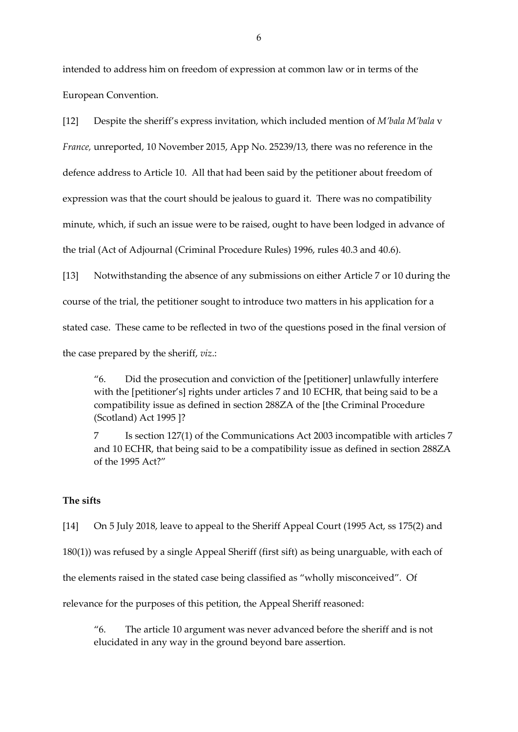intended to address him on freedom of expression at common law or in terms of the European Convention.

[12] Despite the sheriff's express invitation, which included mention of *M'bala M'bala* v *France*, unreported, 10 November 2015, App No. 25239/13, there was no reference in the defence address to Article 10. All that had been said by the petitioner about freedom of expression was that the court should be jealous to guard it. There was no compatibility minute, which, if such an issue were to be raised, ought to have been lodged in advance of the trial (Act of Adjournal (Criminal Procedure Rules) 1996, rules 40.3 and 40.6).

[13] Notwithstanding the absence of any submissions on either Article 7 or 10 during the course of the trial, the petitioner sought to introduce two matters in his application for a stated case. These came to be reflected in two of the questions posed in the final version of the case prepared by the sheriff, *viz*.:

> "6. Did the prosecution and conviction of the [petitioner] unlawfully interfere with the [petitioner's] rights under articles 7 and 10 ECHR, that being said to be a compatibility issue as defined in section 288ZA of the [the Criminal Procedure (Scotland) Act 1995 ]?
>
> 7 Is section 127(1) of the Communications Act 2003 incompatible with articles 7 and 10 ECHR, that being said to be a compatibility issue as defined in section 288ZA of the 1995 Act?"

**The sifts**

[14] On 5 July 2018, leave to appeal to the Sheriff Appeal Court (1995 Act, ss 175(2) and 180(1)) was refused by a single Appeal Sheriff (first sift) as being unarguable, with each of the elements raised in the stated case being classified as "wholly misconceived". Of relevance for the purposes of this petition, the Appeal Sheriff reasoned:

> "6. The article 10 argument was never advanced before the sheriff and is not elucidated in any way in the ground beyond bare assertion.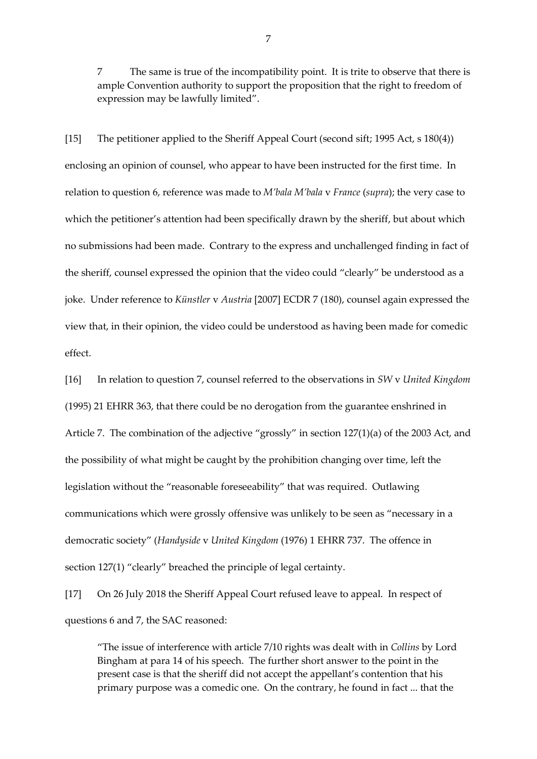> 7 The same is true of the incompatibility point. It is trite to observe that there is ample Convention authority to support the proposition that the right to freedom of expression may be lawfully limited".

[15] The petitioner applied to the Sheriff Appeal Court (second sift; 1995 Act, s 180(4)) enclosing an opinion of counsel, who appear to have been instructed for the first time. In relation to question 6, reference was made to *M'bala M'bala* v *France* (*supra*); the very case to which the petitioner's attention had been specifically drawn by the sheriff, but about which no submissions had been made. Contrary to the express and unchallenged finding in fact of the sheriff, counsel expressed the opinion that the video could "clearly" be understood as a joke. Under reference to *Künstler* v *Austria* [2007] ECDR 7 (180), counsel again expressed the view that, in their opinion, the video could be understood as having been made for comedic effect.

[16] In relation to question 7, counsel referred to the observations in *SW* v *United Kingdom* (1995) 21 EHRR 363, that there could be no derogation from the guarantee enshrined in Article 7. The combination of the adjective "grossly" in section 127(1)(a) of the 2003 Act, and the possibility of what might be caught by the prohibition changing over time, left the legislation without the "reasonable foreseeability" that was required. Outlawing communications which were grossly offensive was unlikely to be seen as "necessary in a democratic society" (*Handyside* v *United Kingdom* (1976) 1 EHRR 737. The offence in section 127(1) "clearly" breached the principle of legal certainty.

[17] On 26 July 2018 the Sheriff Appeal Court refused leave to appeal. In respect of questions 6 and 7, the SAC reasoned:

> "The issue of interference with article 7/10 rights was dealt with in *Collins* by Lord Bingham at para 14 of his speech. The further short answer to the point in the present case is that the sheriff did not accept the appellant's contention that his primary purpose was a comedic one. On the contrary, he found in fact ... that the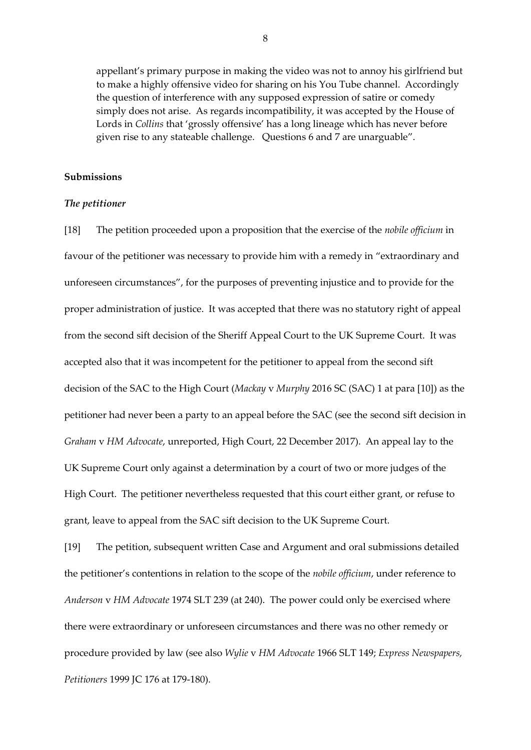appellant's primary purpose in making the video was not to annoy his girlfriend but to make a highly offensive video for sharing on his You Tube channel. Accordingly the question of interference with any supposed expression of satire or comedy simply does not arise. As regards incompatibility, it was accepted by the House of Lords in *Collins* that 'grossly offensive' has a long lineage which has never before given rise to any stateable challenge. Questions 6 and 7 are unarguable".

## Submissions

### *The petitioner*

[18] The petition proceeded upon a proposition that the exercise of the *nobile officium* in favour of the petitioner was necessary to provide him with a remedy in "extraordinary and unforeseen circumstances", for the purposes of preventing injustice and to provide for the proper administration of justice. It was accepted that there was no statutory right of appeal from the second sift decision of the Sheriff Appeal Court to the UK Supreme Court. It was accepted also that it was incompetent for the petitioner to appeal from the second sift decision of the SAC to the High Court (*Mackay* v *Murphy* 2016 SC (SAC) 1 at para [10]) as the petitioner had never been a party to an appeal before the SAC (see the second sift decision in *Graham* v *HM Advocate*, unreported, High Court, 22 December 2017). An appeal lay to the UK Supreme Court only against a determination by a court of two or more judges of the High Court. The petitioner nevertheless requested that this court either grant, or refuse to grant, leave to appeal from the SAC sift decision to the UK Supreme Court.

[19] The petition, subsequent written Case and Argument and oral submissions detailed the petitioner's contentions in relation to the scope of the *nobile officium*, under reference to *Anderson* v *HM Advocate* 1974 SLT 239 (at 240). The power could only be exercised where there were extraordinary or unforeseen circumstances and there was no other remedy or procedure provided by law (see also *Wylie* v *HM Advocate* 1966 SLT 149; *Express Newspapers, Petitioners* 1999 JC 176 at 179-180).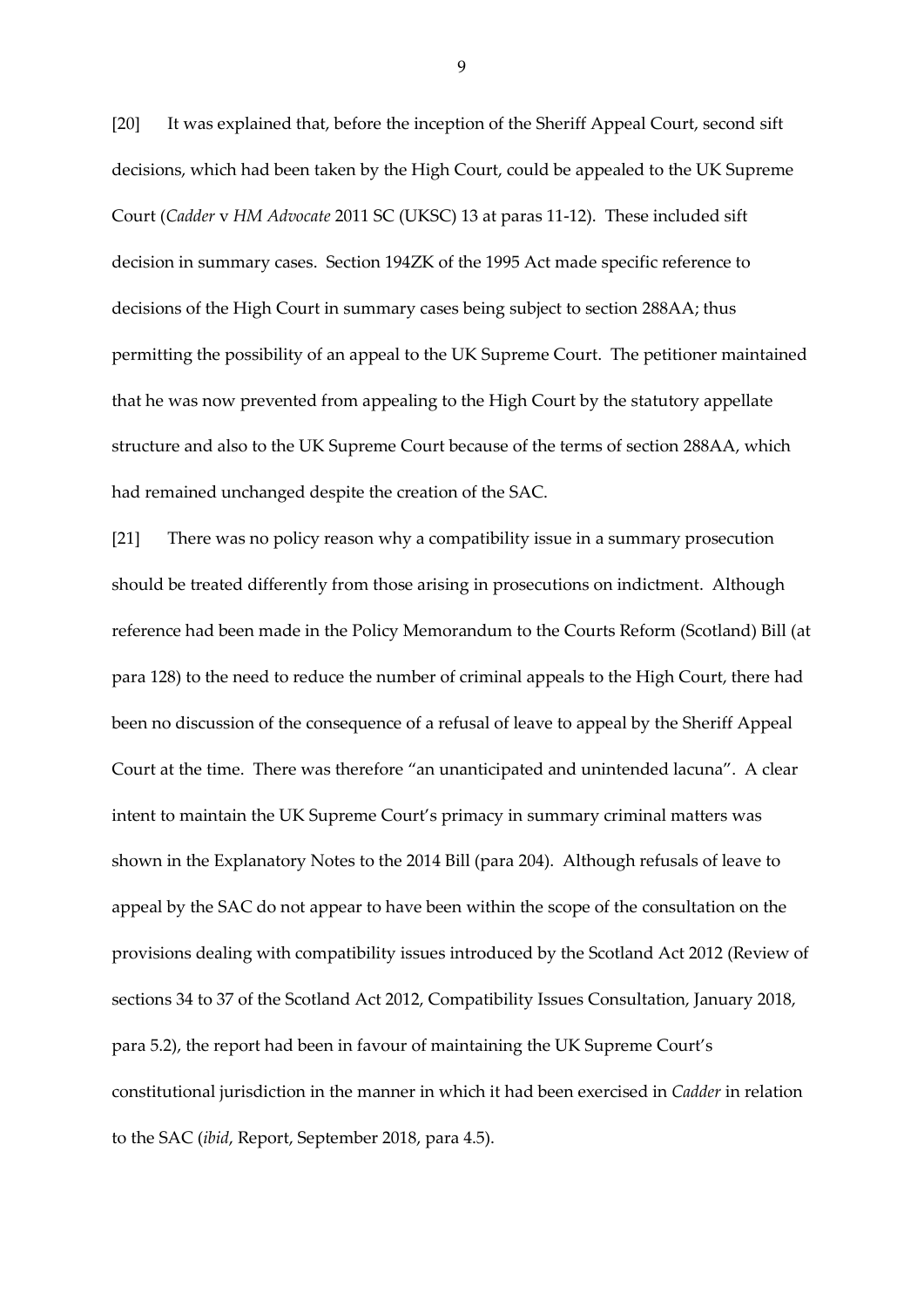[20] It was explained that, before the inception of the Sheriff Appeal Court, second sift decisions, which had been taken by the High Court, could be appealed to the UK Supreme Court (*Cadder* v *HM Advocate* 2011 SC (UKSC) 13 at paras 11-12). These included sift decision in summary cases. Section 194ZK of the 1995 Act made specific reference to decisions of the High Court in summary cases being subject to section 288AA; thus permitting the possibility of an appeal to the UK Supreme Court. The petitioner maintained that he was now prevented from appealing to the High Court by the statutory appellate structure and also to the UK Supreme Court because of the terms of section 288AA, which had remained unchanged despite the creation of the SAC.

[21] There was no policy reason why a compatibility issue in a summary prosecution should be treated differently from those arising in prosecutions on indictment. Although reference had been made in the Policy Memorandum to the Courts Reform (Scotland) Bill (at para 128) to the need to reduce the number of criminal appeals to the High Court, there had been no discussion of the consequence of a refusal of leave to appeal by the Sheriff Appeal Court at the time. There was therefore "an unanticipated and unintended lacuna". A clear intent to maintain the UK Supreme Court's primacy in summary criminal matters was shown in the Explanatory Notes to the 2014 Bill (para 204). Although refusals of leave to appeal by the SAC do not appear to have been within the scope of the consultation on the provisions dealing with compatibility issues introduced by the Scotland Act 2012 (Review of sections 34 to 37 of the Scotland Act 2012, Compatibility Issues Consultation, January 2018, para 5.2), the report had been in favour of maintaining the UK Supreme Court's constitutional jurisdiction in the manner in which it had been exercised in *Cadder* in relation to the SAC (*ibid*, Report, September 2018, para 4.5).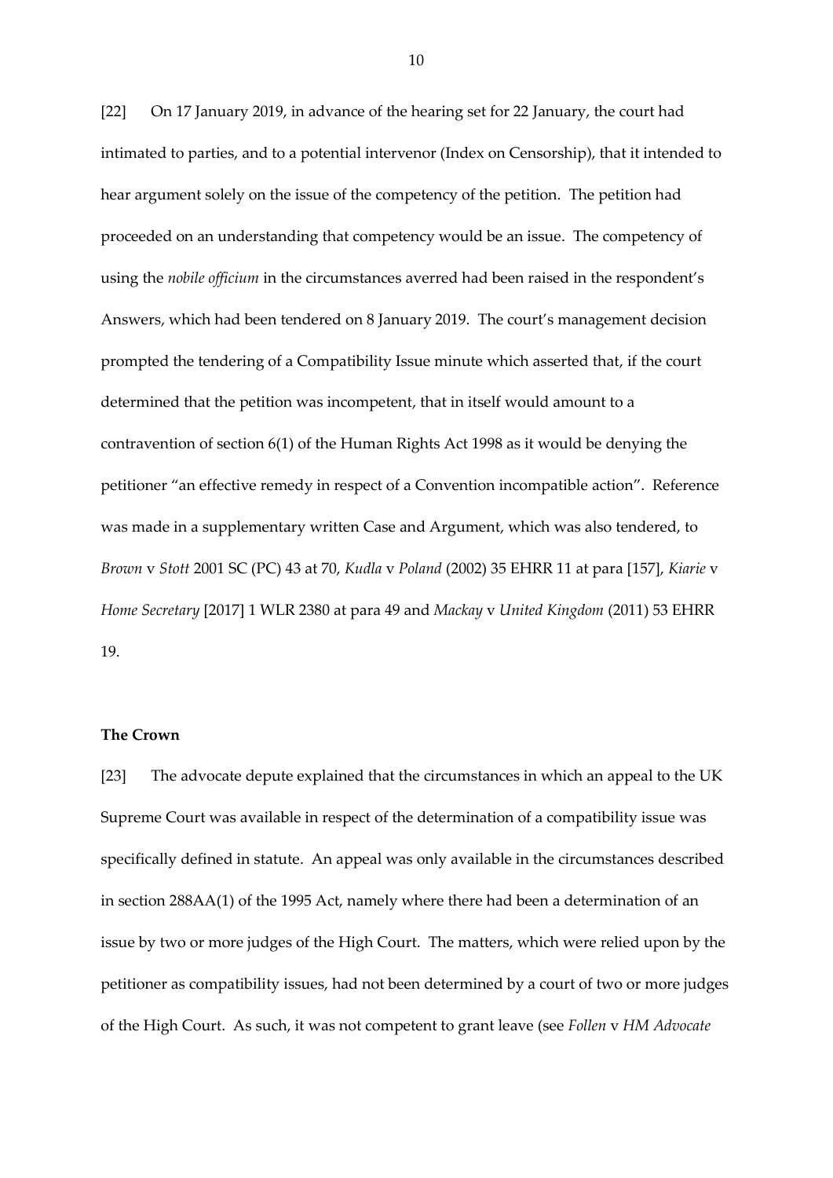[22] On 17 January 2019, in advance of the hearing set for 22 January, the court had intimated to parties, and to a potential intervenor (Index on Censorship), that it intended to hear argument solely on the issue of the competency of the petition. The petition had proceeded on an understanding that competency would be an issue. The competency of using the *nobile officium* in the circumstances averred had been raised in the respondent's Answers, which had been tendered on 8 January 2019. The court's management decision prompted the tendering of a Compatibility Issue minute which asserted that, if the court determined that the petition was incompetent, that in itself would amount to a contravention of section 6(1) of the Human Rights Act 1998 as it would be denying the petitioner "an effective remedy in respect of a Convention incompatible action". Reference was made in a supplementary written Case and Argument, which was also tendered, to *Brown* v *Stott* 2001 SC (PC) 43 at 70, *Kudla* v *Poland* (2002) 35 EHRR 11 at para [157], *Kiarie* v *Home Secretary* [2017] 1 WLR 2380 at para 49 and *Mackay* v *United Kingdom* (2011) 53 EHRR 19.

**The Crown**

[23] The advocate depute explained that the circumstances in which an appeal to the UK Supreme Court was available in respect of the determination of a compatibility issue was specifically defined in statute. An appeal was only available in the circumstances described in section 288AA(1) of the 1995 Act, namely where there had been a determination of an issue by two or more judges of the High Court. The matters, which were relied upon by the petitioner as compatibility issues, had not been determined by a court of two or more judges of the High Court. As such, it was not competent to grant leave (see *Follen* v *HM Advocate*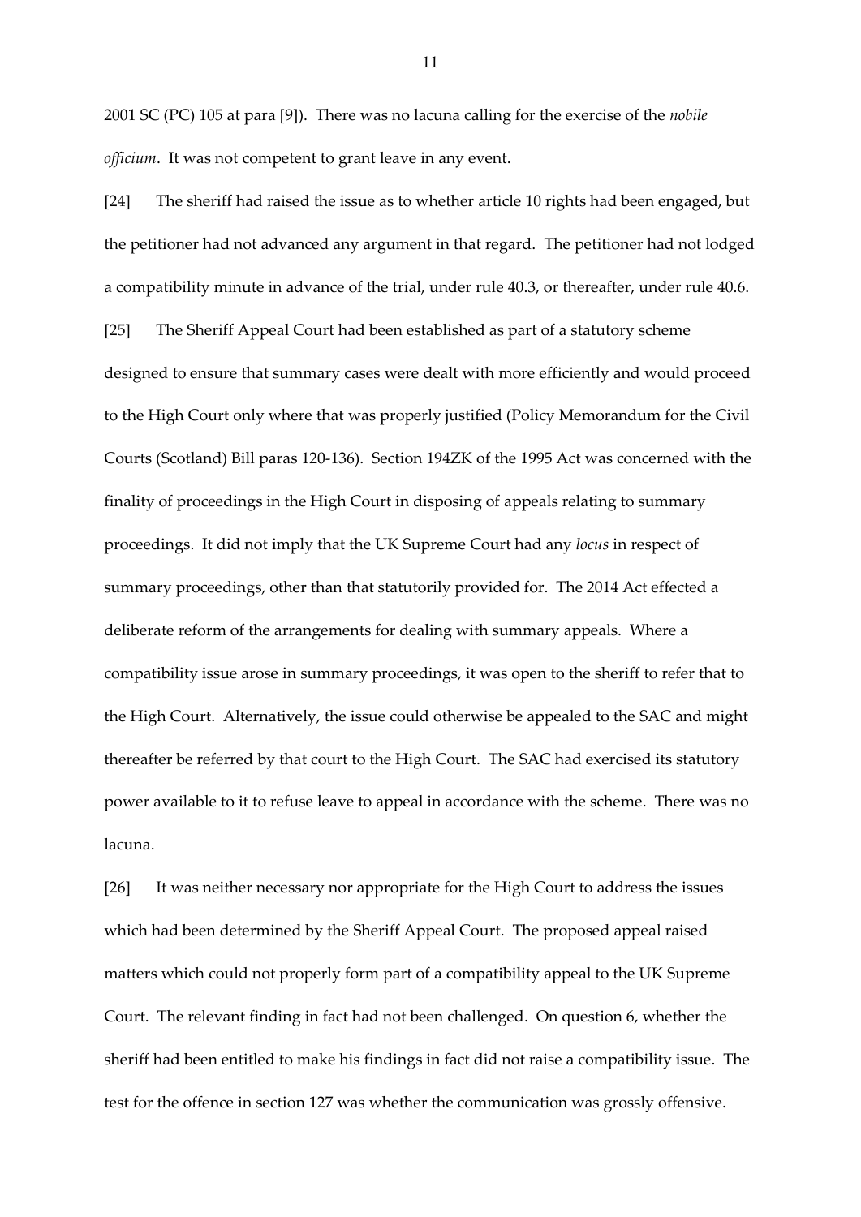2001 SC (PC) 105 at para [9]). There was no lacuna calling for the exercise of the *nobile officium*. It was not competent to grant leave in any event.

[24] The sheriff had raised the issue as to whether article 10 rights had been engaged, but the petitioner had not advanced any argument in that regard. The petitioner had not lodged a compatibility minute in advance of the trial, under rule 40.3, or thereafter, under rule 40.6.

[25] The Sheriff Appeal Court had been established as part of a statutory scheme designed to ensure that summary cases were dealt with more efficiently and would proceed to the High Court only where that was properly justified (Policy Memorandum for the Civil Courts (Scotland) Bill paras 120-136). Section 194ZK of the 1995 Act was concerned with the finality of proceedings in the High Court in disposing of appeals relating to summary proceedings. It did not imply that the UK Supreme Court had any *locus* in respect of summary proceedings, other than that statutorily provided for. The 2014 Act effected a deliberate reform of the arrangements for dealing with summary appeals. Where a compatibility issue arose in summary proceedings, it was open to the sheriff to refer that to the High Court. Alternatively, the issue could otherwise be appealed to the SAC and might thereafter be referred by that court to the High Court. The SAC had exercised its statutory power available to it to refuse leave to appeal in accordance with the scheme. There was no lacuna.

[26] It was neither necessary nor appropriate for the High Court to address the issues which had been determined by the Sheriff Appeal Court. The proposed appeal raised matters which could not properly form part of a compatibility appeal to the UK Supreme Court. The relevant finding in fact had not been challenged. On question 6, whether the sheriff had been entitled to make his findings in fact did not raise a compatibility issue. The test for the offence in section 127 was whether the communication was grossly offensive.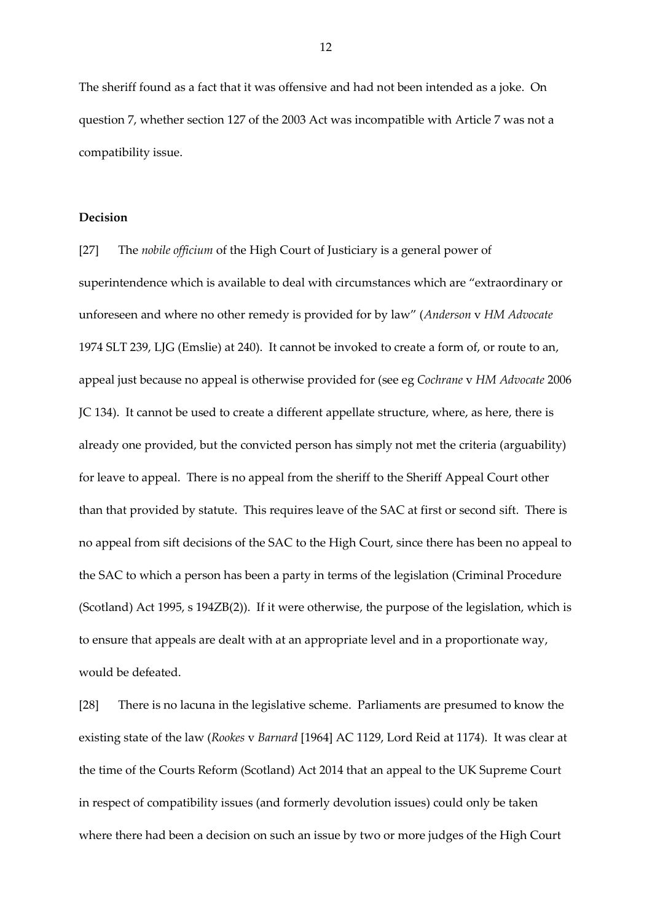The sheriff found as a fact that it was offensive and had not been intended as a joke. On question 7, whether section 127 of the 2003 Act was incompatible with Article 7 was not a compatibility issue.

**Decision**

[27] The *nobile officium* of the High Court of Justiciary is a general power of superintendence which is available to deal with circumstances which are "extraordinary or unforeseen and where no other remedy is provided for by law" (*Anderson* v *HM Advocate* 1974 SLT 239, LJG (Emslie) at 240). It cannot be invoked to create a form of, or route to an, appeal just because no appeal is otherwise provided for (see eg *Cochrane* v *HM Advocate* 2006 JC 134). It cannot be used to create a different appellate structure, where, as here, there is already one provided, but the convicted person has simply not met the criteria (arguability) for leave to appeal. There is no appeal from the sheriff to the Sheriff Appeal Court other than that provided by statute. This requires leave of the SAC at first or second sift. There is no appeal from sift decisions of the SAC to the High Court, since there has been no appeal to the SAC to which a person has been a party in terms of the legislation (Criminal Procedure (Scotland) Act 1995, s 194ZB(2)). If it were otherwise, the purpose of the legislation, which is to ensure that appeals are dealt with at an appropriate level and in a proportionate way, would be defeated.

[28] There is no lacuna in the legislative scheme. Parliaments are presumed to know the existing state of the law (*Rookes* v *Barnard* [1964] AC 1129, Lord Reid at 1174). It was clear at the time of the Courts Reform (Scotland) Act 2014 that an appeal to the UK Supreme Court in respect of compatibility issues (and formerly devolution issues) could only be taken where there had been a decision on such an issue by two or more judges of the High Court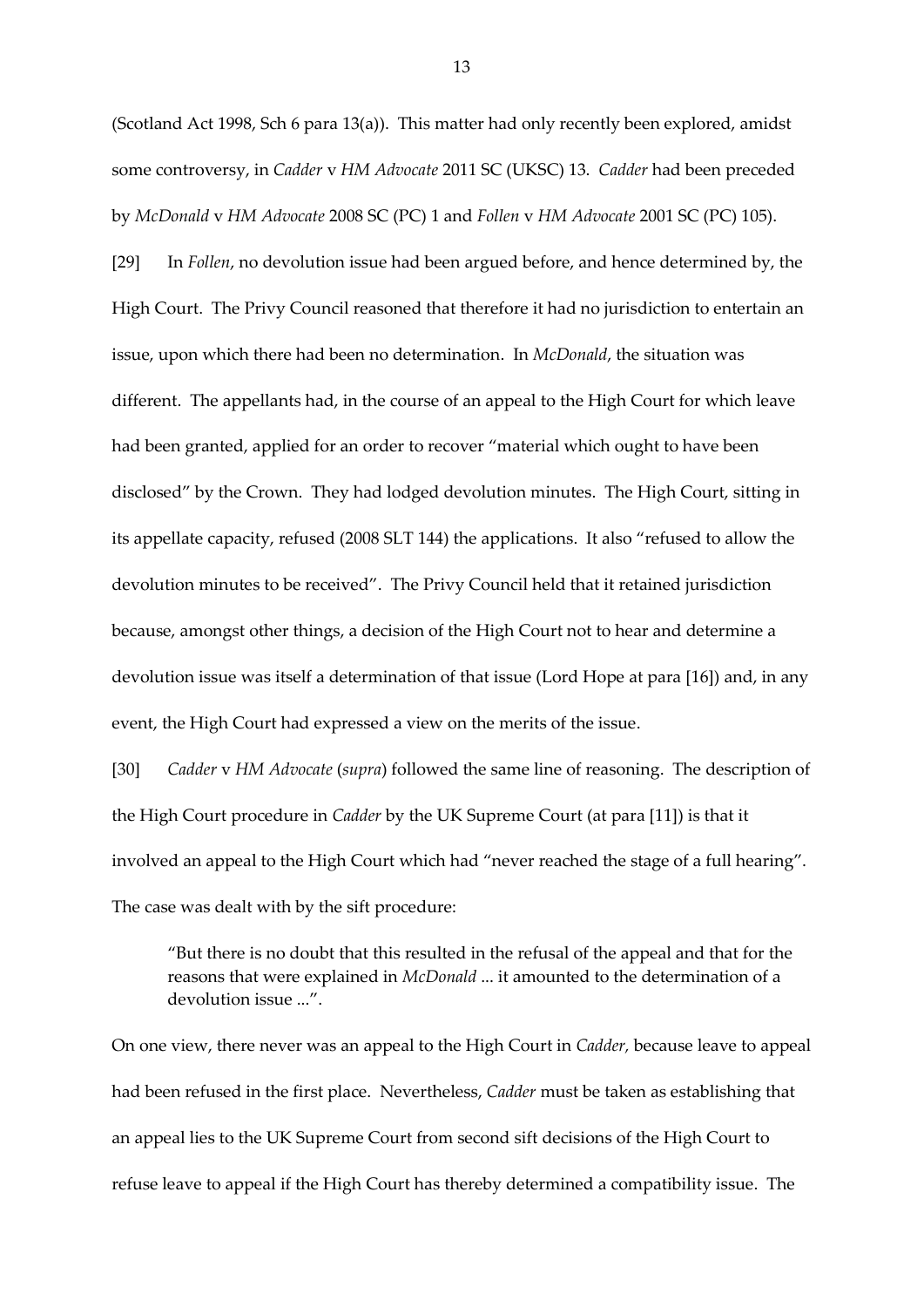(Scotland Act 1998, Sch 6 para 13(a)). This matter had only recently been explored, amidst some controversy, in *Cadder* v *HM Advocate* 2011 SC (UKSC) 13. *Cadder* had been preceded by *McDonald* v *HM Advocate* 2008 SC (PC) 1 and *Follen* v *HM Advocate* 2001 SC (PC) 105).

[29] In *Follen*, no devolution issue had been argued before, and hence determined by, the High Court. The Privy Council reasoned that therefore it had no jurisdiction to entertain an issue, upon which there had been no determination. In *McDonald*, the situation was different. The appellants had, in the course of an appeal to the High Court for which leave had been granted, applied for an order to recover "material which ought to have been disclosed" by the Crown. They had lodged devolution minutes. The High Court, sitting in its appellate capacity, refused (2008 SLT 144) the applications. It also "refused to allow the devolution minutes to be received". The Privy Council held that it retained jurisdiction because, amongst other things, a decision of the High Court not to hear and determine a devolution issue was itself a determination of that issue (Lord Hope at para [16]) and, in any event, the High Court had expressed a view on the merits of the issue.

[30] *Cadder* v *HM Advocate* (*supra*) followed the same line of reasoning. The description of the High Court procedure in *Cadder* by the UK Supreme Court (at para [11]) is that it involved an appeal to the High Court which had "never reached the stage of a full hearing". The case was dealt with by the sift procedure:

> "But there is no doubt that this resulted in the refusal of the appeal and that for the reasons that were explained in *McDonald* ... it amounted to the determination of a devolution issue ...".

On one view, there never was an appeal to the High Court in *Cadder*, because leave to appeal had been refused in the first place. Nevertheless, *Cadder* must be taken as establishing that an appeal lies to the UK Supreme Court from second sift decisions of the High Court to refuse leave to appeal if the High Court has thereby determined a compatibility issue. The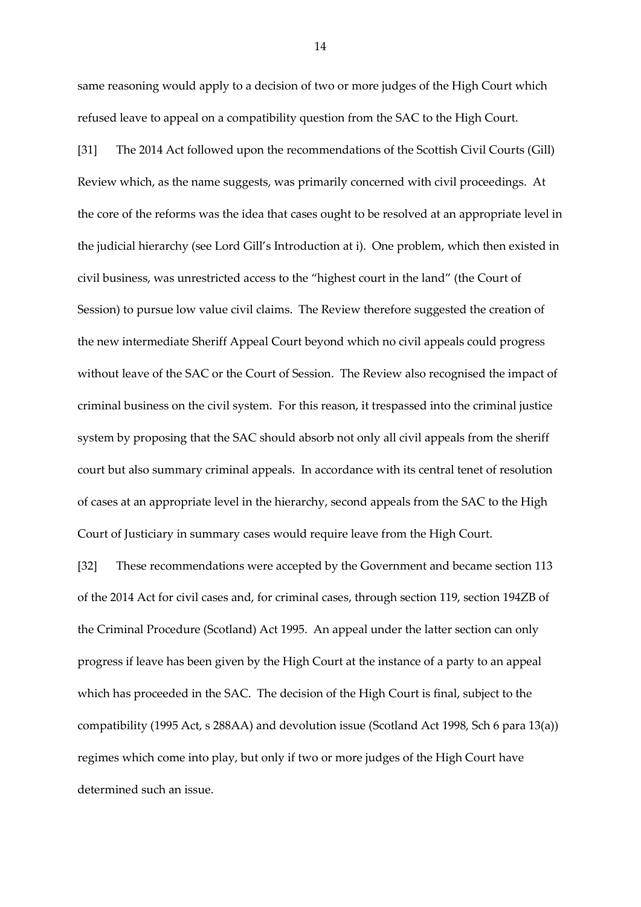same reasoning would apply to a decision of two or more judges of the High Court which refused leave to appeal on a compatibility question from the SAC to the High Court.

[31] The 2014 Act followed upon the recommendations of the Scottish Civil Courts (Gill) Review which, as the name suggests, was primarily concerned with civil proceedings. At the core of the reforms was the idea that cases ought to be resolved at an appropriate level in the judicial hierarchy (see Lord Gill's Introduction at i). One problem, which then existed in civil business, was unrestricted access to the "highest court in the land" (the Court of Session) to pursue low value civil claims. The Review therefore suggested the creation of the new intermediate Sheriff Appeal Court beyond which no civil appeals could progress without leave of the SAC or the Court of Session. The Review also recognised the impact of criminal business on the civil system. For this reason, it trespassed into the criminal justice system by proposing that the SAC should absorb not only all civil appeals from the sheriff court but also summary criminal appeals. In accordance with its central tenet of resolution of cases at an appropriate level in the hierarchy, second appeals from the SAC to the High Court of Justiciary in summary cases would require leave from the High Court.

[32] These recommendations were accepted by the Government and became section 113 of the 2014 Act for civil cases and, for criminal cases, through section 119, section 194ZB of the Criminal Procedure (Scotland) Act 1995. An appeal under the latter section can only progress if leave has been given by the High Court at the instance of a party to an appeal which has proceeded in the SAC. The decision of the High Court is final, subject to the compatibility (1995 Act, s 288AA) and devolution issue (Scotland Act 1998, Sch 6 para 13(a)) regimes which come into play, but only if two or more judges of the High Court have determined such an issue.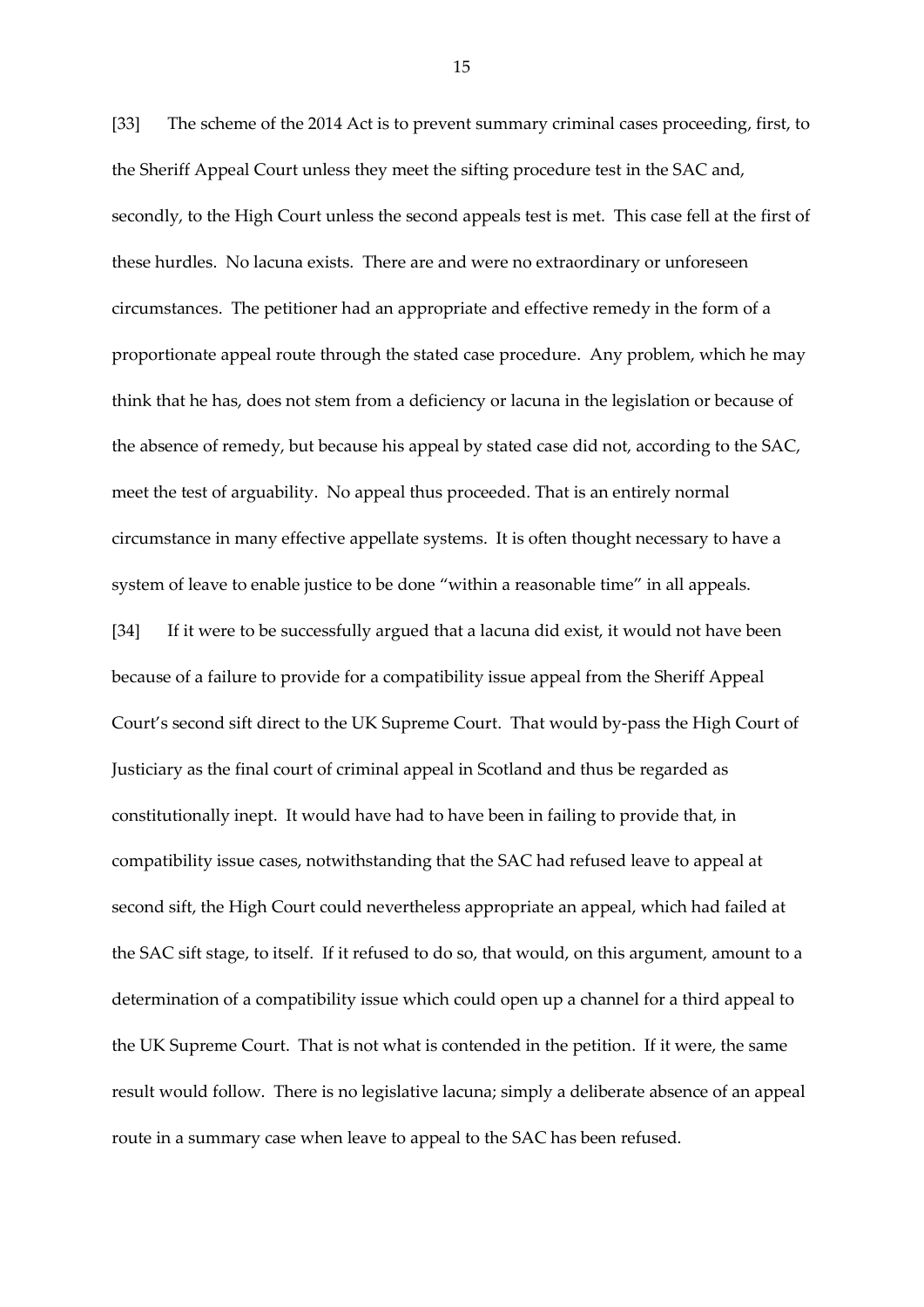[33] The scheme of the 2014 Act is to prevent summary criminal cases proceeding, first, to the Sheriff Appeal Court unless they meet the sifting procedure test in the SAC and, secondly, to the High Court unless the second appeals test is met. This case fell at the first of these hurdles. No lacuna exists. There are and were no extraordinary or unforeseen circumstances. The petitioner had an appropriate and effective remedy in the form of a proportionate appeal route through the stated case procedure. Any problem, which he may think that he has, does not stem from a deficiency or lacuna in the legislation or because of the absence of remedy, but because his appeal by stated case did not, according to the SAC, meet the test of arguability. No appeal thus proceeded. That is an entirely normal circumstance in many effective appellate systems. It is often thought necessary to have a system of leave to enable justice to be done "within a reasonable time" in all appeals.

[34] If it were to be successfully argued that a lacuna did exist, it would not have been because of a failure to provide for a compatibility issue appeal from the Sheriff Appeal Court's second sift direct to the UK Supreme Court. That would by-pass the High Court of Justiciary as the final court of criminal appeal in Scotland and thus be regarded as constitutionally inept. It would have had to have been in failing to provide that, in compatibility issue cases, notwithstanding that the SAC had refused leave to appeal at second sift, the High Court could nevertheless appropriate an appeal, which had failed at the SAC sift stage, to itself. If it refused to do so, that would, on this argument, amount to a determination of a compatibility issue which could open up a channel for a third appeal to the UK Supreme Court. That is not what is contended in the petition. If it were, the same result would follow. There is no legislative lacuna; simply a deliberate absence of an appeal route in a summary case when leave to appeal to the SAC has been refused.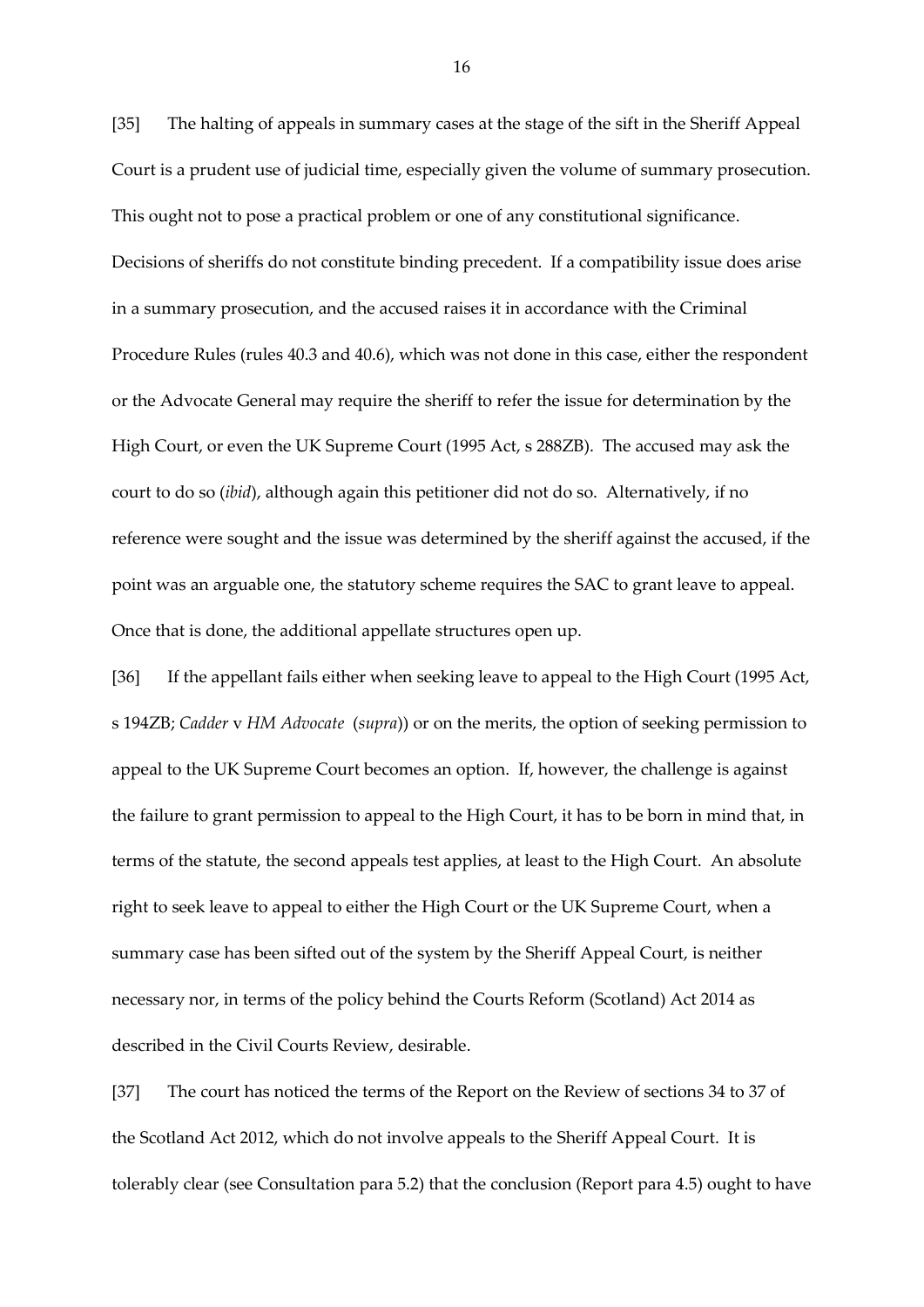[35] The halting of appeals in summary cases at the stage of the sift in the Sheriff Appeal Court is a prudent use of judicial time, especially given the volume of summary prosecution. This ought not to pose a practical problem or one of any constitutional significance. Decisions of sheriffs do not constitute binding precedent. If a compatibility issue does arise in a summary prosecution, and the accused raises it in accordance with the Criminal Procedure Rules (rules 40.3 and 40.6), which was not done in this case, either the respondent or the Advocate General may require the sheriff to refer the issue for determination by the High Court, or even the UK Supreme Court (1995 Act, s 288ZB). The accused may ask the court to do so (*ibid*), although again this petitioner did not do so. Alternatively, if no reference were sought and the issue was determined by the sheriff against the accused, if the point was an arguable one, the statutory scheme requires the SAC to grant leave to appeal. Once that is done, the additional appellate structures open up.

[36] If the appellant fails either when seeking leave to appeal to the High Court (1995 Act, s 194ZB; *Cadder* v *HM Advocate* (*supra*)) or on the merits, the option of seeking permission to appeal to the UK Supreme Court becomes an option. If, however, the challenge is against the failure to grant permission to appeal to the High Court, it has to be born in mind that, in terms of the statute, the second appeals test applies, at least to the High Court. An absolute right to seek leave to appeal to either the High Court or the UK Supreme Court, when a summary case has been sifted out of the system by the Sheriff Appeal Court, is neither necessary nor, in terms of the policy behind the Courts Reform (Scotland) Act 2014 as described in the Civil Courts Review, desirable.

[37] The court has noticed the terms of the Report on the Review of sections 34 to 37 of the Scotland Act 2012, which do not involve appeals to the Sheriff Appeal Court. It is tolerably clear (see Consultation para 5.2) that the conclusion (Report para 4.5) ought to have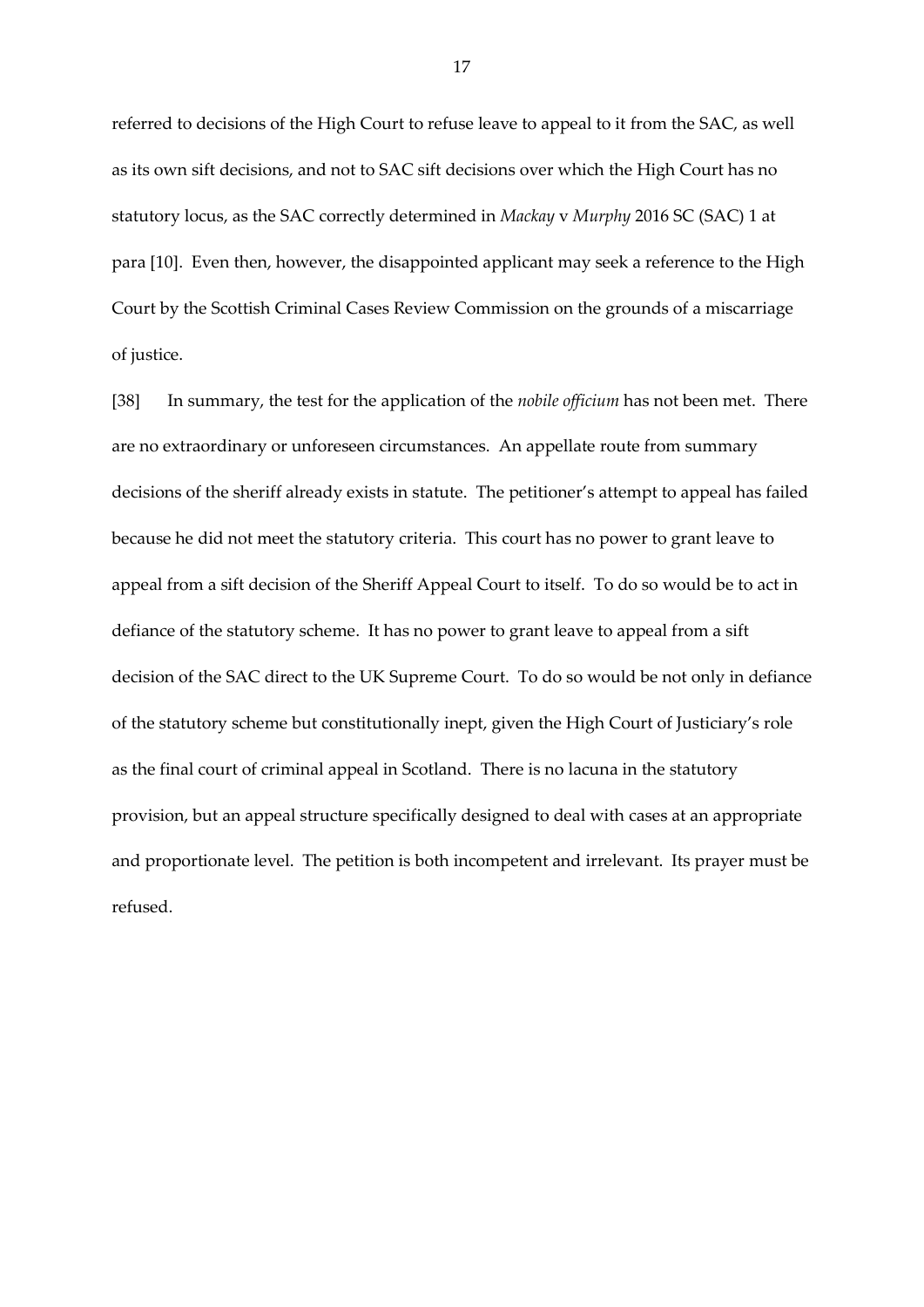referred to decisions of the High Court to refuse leave to appeal to it from the SAC, as well as its own sift decisions, and not to SAC sift decisions over which the High Court has no statutory locus, as the SAC correctly determined in *Mackay* v *Murphy* 2016 SC (SAC) 1 at para [10]. Even then, however, the disappointed applicant may seek a reference to the High Court by the Scottish Criminal Cases Review Commission on the grounds of a miscarriage of justice.

[38] In summary, the test for the application of the *nobile officium* has not been met. There are no extraordinary or unforeseen circumstances. An appellate route from summary decisions of the sheriff already exists in statute. The petitioner's attempt to appeal has failed because he did not meet the statutory criteria. This court has no power to grant leave to appeal from a sift decision of the Sheriff Appeal Court to itself. To do so would be to act in defiance of the statutory scheme. It has no power to grant leave to appeal from a sift decision of the SAC direct to the UK Supreme Court. To do so would be not only in defiance of the statutory scheme but constitutionally inept, given the High Court of Justiciary's role as the final court of criminal appeal in Scotland. There is no lacuna in the statutory provision, but an appeal structure specifically designed to deal with cases at an appropriate and proportionate level. The petition is both incompetent and irrelevant. Its prayer must be refused.